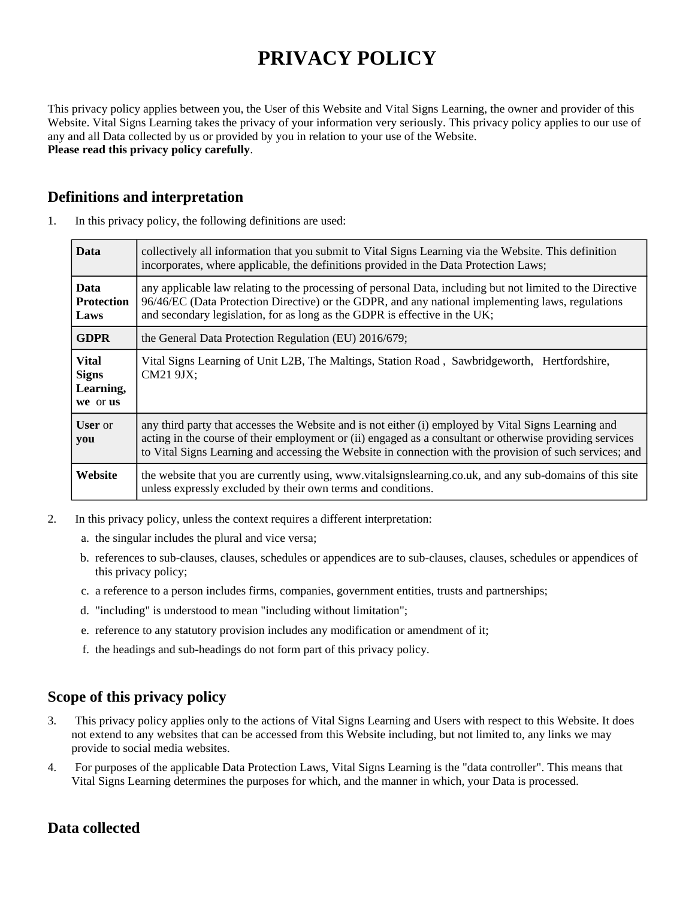# PRIVACY POLICY

This privacy policy applies between you, the User of this Website and Vital Signs Learning, the owner and provider of this Website. Vital Signs Learning takes the privacy of your information very seriously. This privacy policy applies to our use of any and all Data collected by us or provided by you in relation to your use of the Website.
**Please read this privacy policy carefully**.

## Definitions and interpretation

1. In this privacy policy, the following definitions are used:

| | |
|---|---|
| **Data** | collectively all information that you submit to Vital Signs Learning via the Website. This definition incorporates, where applicable, the definitions provided in the Data Protection Laws; |
| **Data Protection Laws** | any applicable law relating to the processing of personal Data, including but not limited to the Directive 96/46/EC (Data Protection Directive) or the GDPR, and any national implementing laws, regulations and secondary legislation, for as long as the GDPR is effective in the UK; |
| **GDPR** | the General Data Protection Regulation (EU) 2016/679; |
| **Vital Signs Learning, we** or **us** | Vital Signs Learning of Unit L2B, The Maltings, Station Road , Sawbridgeworth, Hertfordshire, CM21 9JX; |
| **User** or **you** | any third party that accesses the Website and is not either (i) employed by Vital Signs Learning and acting in the course of their employment or (ii) engaged as a consultant or otherwise providing services to Vital Signs Learning and accessing the Website in connection with the provision of such services; and |
| **Website** | the website that you are currently using, www.vitalsignslearning.co.uk, and any sub-domains of this site unless expressly excluded by their own terms and conditions. |

2. In this privacy policy, unless the context requires a different interpretation:
   a. the singular includes the plural and vice versa;
   b. references to sub-clauses, clauses, schedules or appendices are to sub-clauses, clauses, schedules or appendices of this privacy policy;
   c. a reference to a person includes firms, companies, government entities, trusts and partnerships;
   d. "including" is understood to mean "including without limitation";
   e. reference to any statutory provision includes any modification or amendment of it;
   f. the headings and sub-headings do not form part of this privacy policy.

## Scope of this privacy policy

3. This privacy policy applies only to the actions of Vital Signs Learning and Users with respect to this Website. It does not extend to any websites that can be accessed from this Website including, but not limited to, any links we may provide to social media websites.
4. For purposes of the applicable Data Protection Laws, Vital Signs Learning is the "data controller". This means that Vital Signs Learning determines the purposes for which, and the manner in which, your Data is processed.

## Data collected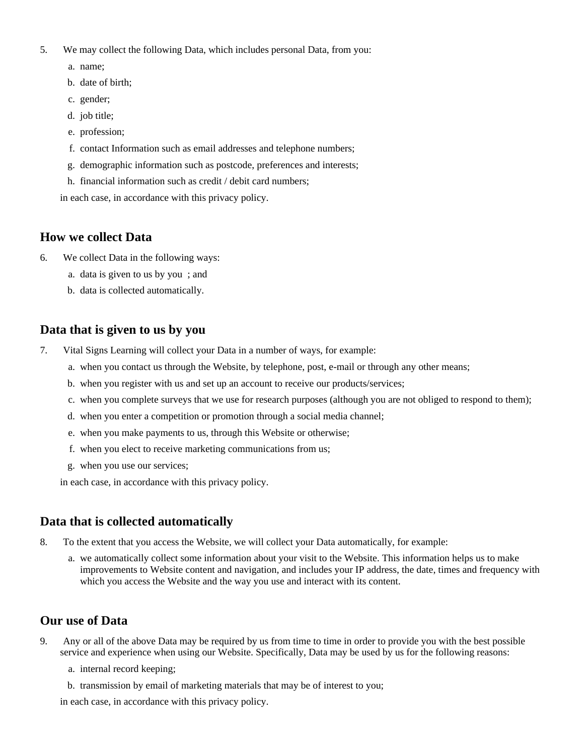5. We may collect the following Data, which includes personal Data, from you:
   a. name;
   b. date of birth;
   c. gender;
   d. job title;
   e. profession;
   f. contact Information such as email addresses and telephone numbers;
   g. demographic information such as postcode, preferences and interests;
   h. financial information such as credit / debit card numbers;

   in each case, in accordance with this privacy policy.

## How we collect Data

6. We collect Data in the following ways:
   a. data is given to us by you ; and
   b. data is collected automatically.

## Data that is given to us by you

7. Vital Signs Learning will collect your Data in a number of ways, for example:
   a. when you contact us through the Website, by telephone, post, e-mail or through any other means;
   b. when you register with us and set up an account to receive our products/services;
   c. when you complete surveys that we use for research purposes (although you are not obliged to respond to them);
   d. when you enter a competition or promotion through a social media channel;
   e. when you make payments to us, through this Website or otherwise;
   f. when you elect to receive marketing communications from us;
   g. when you use our services;

   in each case, in accordance with this privacy policy.

## Data that is collected automatically

8. To the extent that you access the Website, we will collect your Data automatically, for example:
   a. we automatically collect some information about your visit to the Website. This information helps us to make improvements to Website content and navigation, and includes your IP address, the date, times and frequency with which you access the Website and the way you use and interact with its content.

## Our use of Data

9. Any or all of the above Data may be required by us from time to time in order to provide you with the best possible service and experience when using our Website. Specifically, Data may be used by us for the following reasons:
   a. internal record keeping;
   b. transmission by email of marketing materials that may be of interest to you;

   in each case, in accordance with this privacy policy.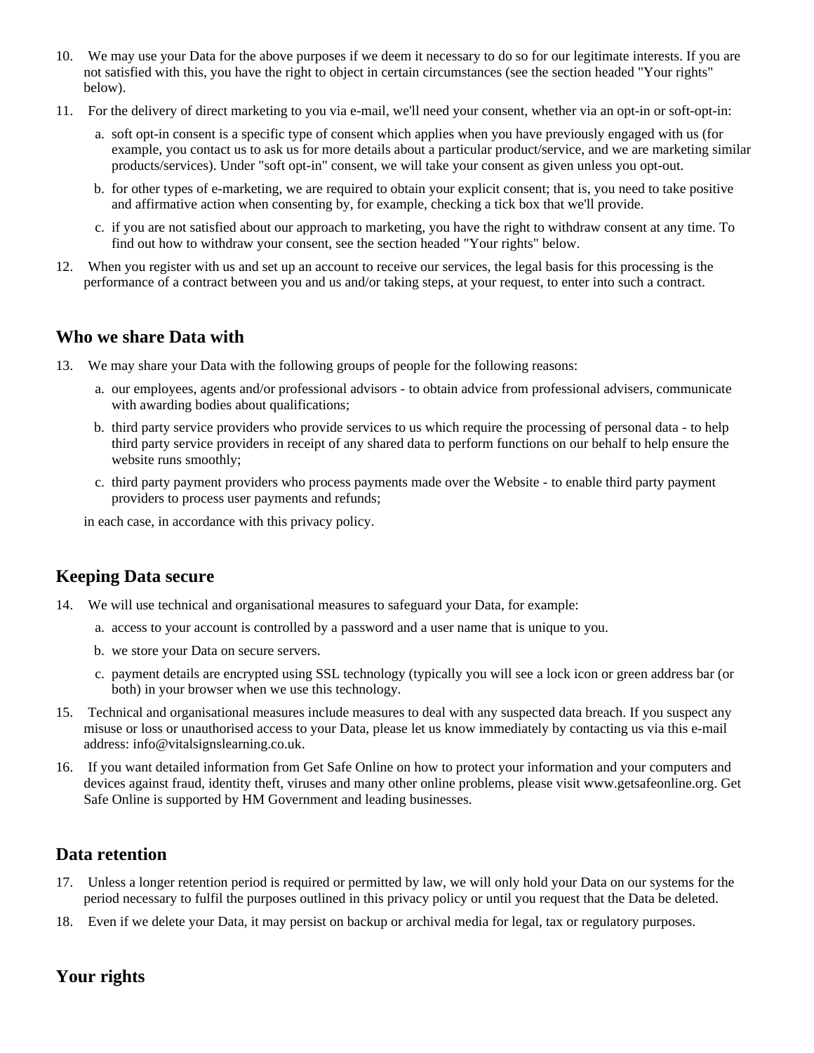10. We may use your Data for the above purposes if we deem it necessary to do so for our legitimate interests. If you are not satisfied with this, you have the right to object in certain circumstances (see the section headed "Your rights" below).
11. For the delivery of direct marketing to you via e-mail, we'll need your consent, whether via an opt-in or soft-opt-in:
    a. soft opt-in consent is a specific type of consent which applies when you have previously engaged with us (for example, you contact us to ask us for more details about a particular product/service, and we are marketing similar products/services). Under "soft opt-in" consent, we will take your consent as given unless you opt-out.
    b. for other types of e-marketing, we are required to obtain your explicit consent; that is, you need to take positive and affirmative action when consenting by, for example, checking a tick box that we'll provide.
    c. if you are not satisfied about our approach to marketing, you have the right to withdraw consent at any time. To find out how to withdraw your consent, see the section headed "Your rights" below.
12. When you register with us and set up an account to receive our services, the legal basis for this processing is the performance of a contract between you and us and/or taking steps, at your request, to enter into such a contract.

## Who we share Data with

13. We may share your Data with the following groups of people for the following reasons:
    a. our employees, agents and/or professional advisors - to obtain advice from professional advisers, communicate with awarding bodies about qualifications;
    b. third party service providers who provide services to us which require the processing of personal data - to help third party service providers in receipt of any shared data to perform functions on our behalf to help ensure the website runs smoothly;
    c. third party payment providers who process payments made over the Website - to enable third party payment providers to process user payments and refunds;

    in each case, in accordance with this privacy policy.

## Keeping Data secure

14. We will use technical and organisational measures to safeguard your Data, for example:
    a. access to your account is controlled by a password and a user name that is unique to you.
    b. we store your Data on secure servers.
    c. payment details are encrypted using SSL technology (typically you will see a lock icon or green address bar (or both) in your browser when we use this technology.
15. Technical and organisational measures include measures to deal with any suspected data breach. If you suspect any misuse or loss or unauthorised access to your Data, please let us know immediately by contacting us via this e-mail address: info@vitalsignslearning.co.uk.
16. If you want detailed information from Get Safe Online on how to protect your information and your computers and devices against fraud, identity theft, viruses and many other online problems, please visit www.getsafeonline.org. Get Safe Online is supported by HM Government and leading businesses.

## Data retention

17. Unless a longer retention period is required or permitted by law, we will only hold your Data on our systems for the period necessary to fulfil the purposes outlined in this privacy policy or until you request that the Data be deleted.
18. Even if we delete your Data, it may persist on backup or archival media for legal, tax or regulatory purposes.

## Your rights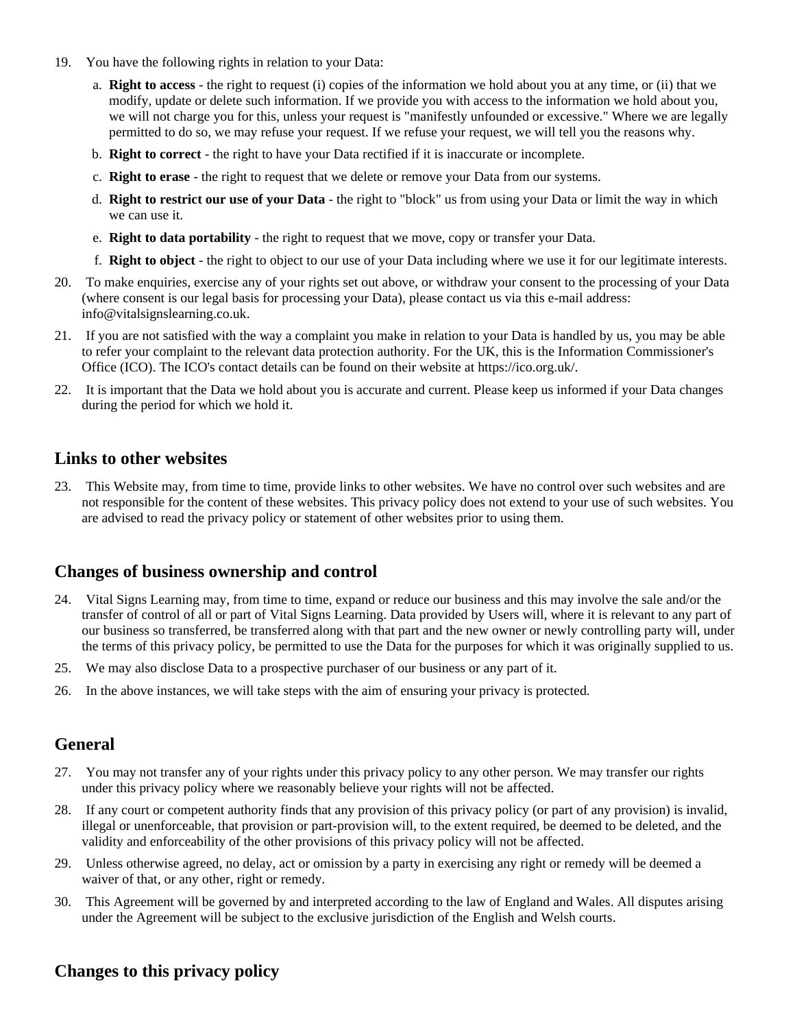19. You have the following rights in relation to your Data:

    a. **Right to access** - the right to request (i) copies of the information we hold about you at any time, or (ii) that we modify, update or delete such information. If we provide you with access to the information we hold about you, we will not charge you for this, unless your request is "manifestly unfounded or excessive." Where we are legally permitted to do so, we may refuse your request. If we refuse your request, we will tell you the reasons why.

    b. **Right to correct** - the right to have your Data rectified if it is inaccurate or incomplete.

    c. **Right to erase** - the right to request that we delete or remove your Data from our systems.

    d. **Right to restrict our use of your Data** - the right to "block" us from using your Data or limit the way in which we can use it.

    e. **Right to data portability** - the right to request that we move, copy or transfer your Data.

    f. **Right to object** - the right to object to our use of your Data including where we use it for our legitimate interests.

20. To make enquiries, exercise any of your rights set out above, or withdraw your consent to the processing of your Data (where consent is our legal basis for processing your Data), please contact us via this e-mail address: info@vitalsignslearning.co.uk.

21. If you are not satisfied with the way a complaint you make in relation to your Data is handled by us, you may be able to refer your complaint to the relevant data protection authority. For the UK, this is the Information Commissioner's Office (ICO). The ICO's contact details can be found on their website at https://ico.org.uk/.

22. It is important that the Data we hold about you is accurate and current. Please keep us informed if your Data changes during the period for which we hold it.

## Links to other websites

23. This Website may, from time to time, provide links to other websites. We have no control over such websites and are not responsible for the content of these websites. This privacy policy does not extend to your use of such websites. You are advised to read the privacy policy or statement of other websites prior to using them.

## Changes of business ownership and control

24. Vital Signs Learning may, from time to time, expand or reduce our business and this may involve the sale and/or the transfer of control of all or part of Vital Signs Learning. Data provided by Users will, where it is relevant to any part of our business so transferred, be transferred along with that part and the new owner or newly controlling party will, under the terms of this privacy policy, be permitted to use the Data for the purposes for which it was originally supplied to us.

25. We may also disclose Data to a prospective purchaser of our business or any part of it.

26. In the above instances, we will take steps with the aim of ensuring your privacy is protected.

## General

27. You may not transfer any of your rights under this privacy policy to any other person. We may transfer our rights under this privacy policy where we reasonably believe your rights will not be affected.

28. If any court or competent authority finds that any provision of this privacy policy (or part of any provision) is invalid, illegal or unenforceable, that provision or part-provision will, to the extent required, be deemed to be deleted, and the validity and enforceability of the other provisions of this privacy policy will not be affected.

29. Unless otherwise agreed, no delay, act or omission by a party in exercising any right or remedy will be deemed a waiver of that, or any other, right or remedy.

30. This Agreement will be governed by and interpreted according to the law of England and Wales. All disputes arising under the Agreement will be subject to the exclusive jurisdiction of the English and Welsh courts.

## Changes to this privacy policy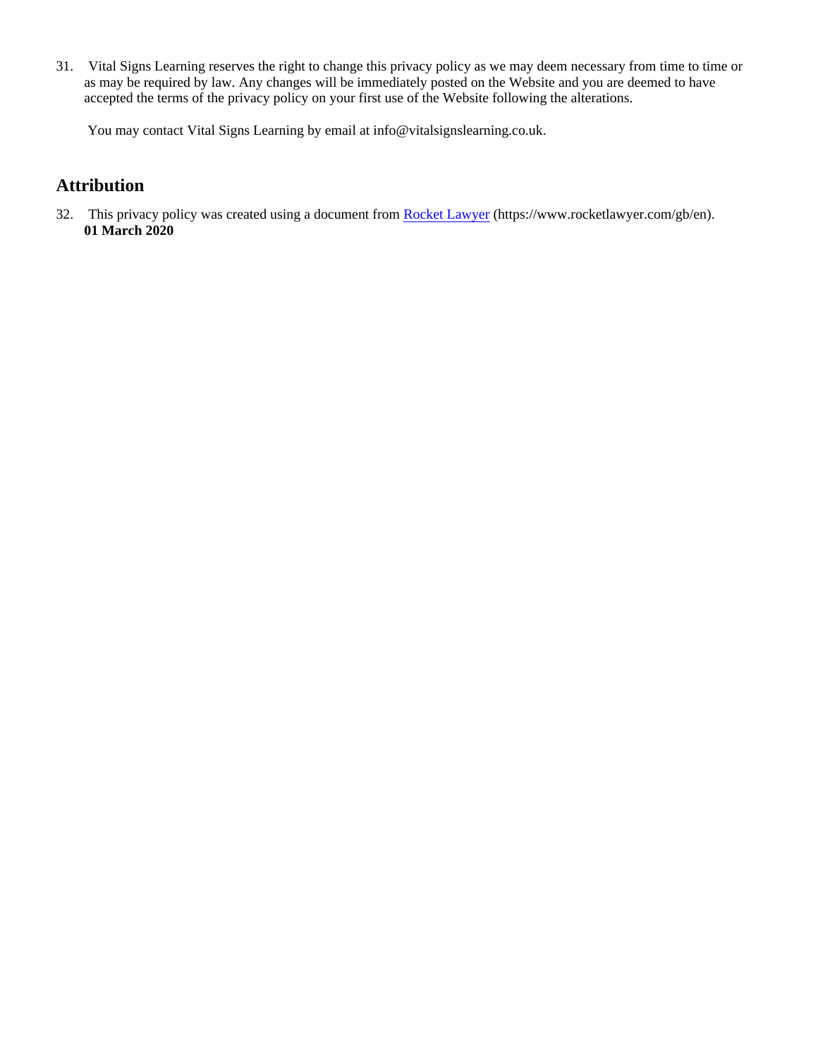31. Vital Signs Learning reserves the right to change this privacy policy as we may deem necessary from time to time or as may be required by law. Any changes will be immediately posted on the Website and you are deemed to have accepted the terms of the privacy policy on your first use of the Website following the alterations.

You may contact Vital Signs Learning by email at info@vitalsignslearning.co.uk.

## Attribution

32. This privacy policy was created using a document from [Rocket Lawyer](https://www.rocketlawyer.com/gb/en) (https://www.rocketlawyer.com/gb/en).
**01 March 2020**